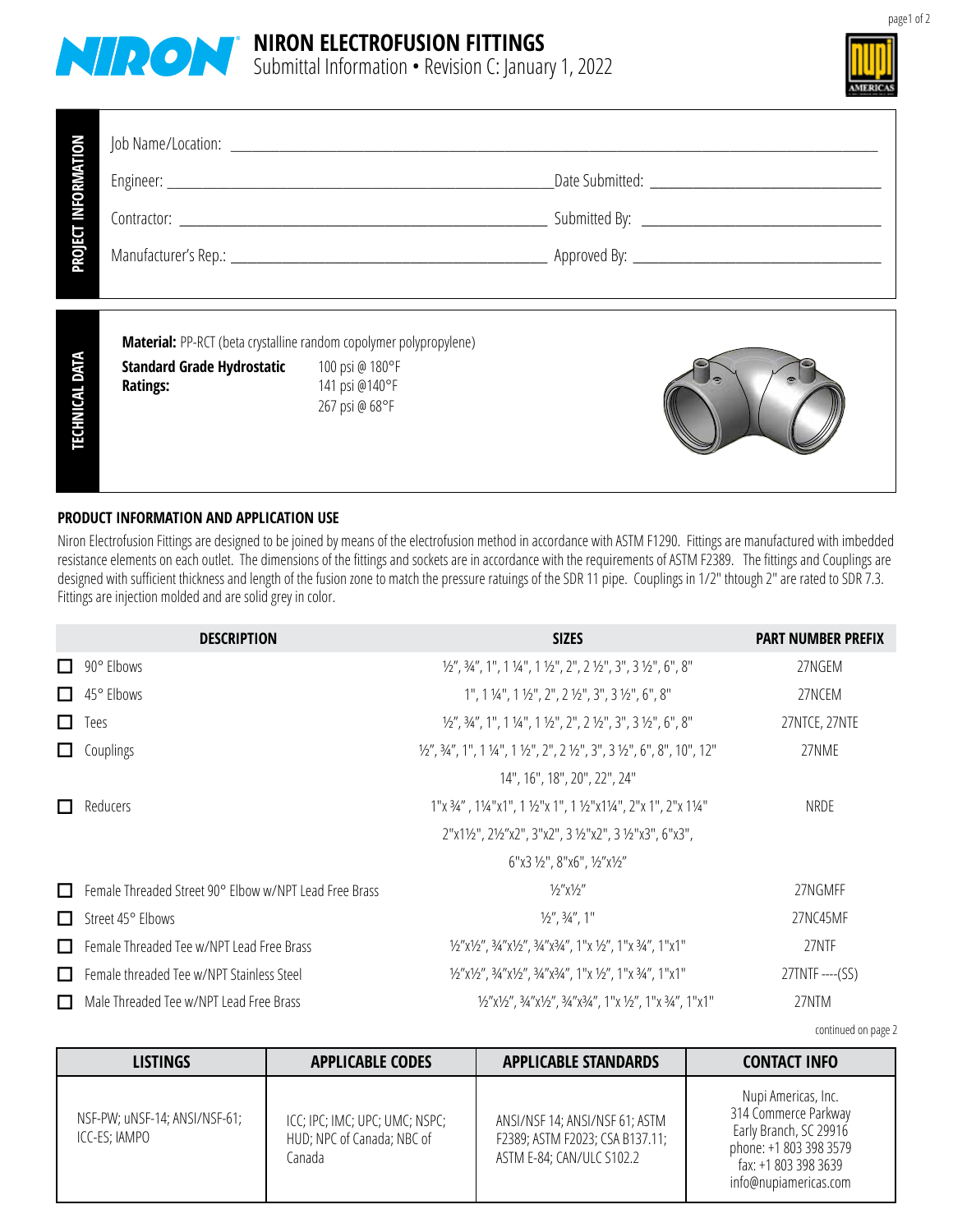# NIRON ELECTROFUSION FITTINGS

Submittal Information • Revision C: January 1, 2022

## PROJECT INFORMATION

Job Name/Location: ______________________________

Engineer: ______________________________ Date Submitted: ______________________________

Contractor: ______________________________ Submitted By: ______________________________

Manufacturer's Rep.: ______________________________ Approved By: ______________________________

## TECHNICAL DATA

**Material:** PP-RCT (beta crystalline random copolymer polypropylene)

**Standard Grade Hydrostatic Ratings:**
100 psi @ 180°F
141 psi @140°F
267 psi @ 68°F

## PRODUCT INFORMATION AND APPLICATION USE

Niron Electrofusion Fittings are designed to be joined by means of the electrofusion method in accordance with ASTM F1290. Fittings are manufactured with imbedded resistance elements on each outlet. The dimensions of the fittings and sockets are in accordance with the requirements of ASTM F2389. The fittings and Couplings are designed with sufficient thickness and length of the fusion zone to match the pressure ratuings of the SDR 11 pipe. Couplings in 1/2" thtough 2" are rated to SDR 7.3. Fittings are injection molded and are solid grey in color.

| DESCRIPTION | SIZES | PART NUMBER PREFIX |
|---|---|---|
| ☐ 90° Elbows | ½", ¾", 1", 1 ¼", 1 ½", 2", 2 ½", 3", 3 ½", 6", 8" | 27NGEM |
| ☐ 45° Elbows | 1", 1 ¼", 1 ½", 2", 2 ½", 3", 3 ½", 6", 8" | 27NCEM |
| ☐ Tees | ½", ¾", 1", 1 ¼", 1 ½", 2", 2 ½", 3", 3 ½", 6", 8" | 27NTCE, 27NTE |
| ☐ Couplings | ½", ¾", 1", 1 ¼", 1 ½", 2", 2 ½", 3", 3 ½", 6", 8", 10", 12" 14", 16", 18", 20", 22", 24" | 27NME |
| ☐ Reducers | 1"x ¾", 1¼"x1", 1 ½"x 1", 1 ½"x1¼", 2"x 1", 2"x 1¼" 2"x1½", 2½"x2", 3"x2", 3 ½"x2", 3 ½"x3", 6"x3", 6"x3 ½", 8"x6", ½"x½" | NRDE |
| ☐ Female Threaded Street 90° Elbow w/NPT Lead Free Brass | ½"x½" | 27NGMFF |
| ☐ Street 45° Elbows | ½", ¾", 1" | 27NC45MF |
| ☐ Female Threaded Tee w/NPT Lead Free Brass | ½"x½", ¾"x½", ¾"x¾", 1"x ½", 1"x ¾", 1"x1" | 27NTF |
| ☐ Female threaded Tee w/NPT Stainless Steel | ½"x½", ¾"x½", ¾"x¾", 1"x ½", 1"x ¾", 1"x1" | 27NTF ----(SS) |
| ☐ Male Threaded Tee w/NPT Lead Free Brass | ½"x½", ¾"x½", ¾"x¾", 1"x ½", 1"x ¾", 1"x1" | 27NTM |

continued on page 2

| LISTINGS | APPLICABLE CODES | APPLICABLE STANDARDS | CONTACT INFO |
|---|---|---|---|
| NSF-PW; uNSF-14; ANSI/NSF-61; ICC-ES; IAMPO | ICC; IPC; IMC; UPC; UMC; NSPC; HUD; NPC of Canada; NBC of Canada | ANSI/NSF 14; ANSI/NSF 61; ASTM F2389; ASTM F2023; CSA B137.11; ASTM E-84; CAN/ULC S102.2 | Nupi Americas, Inc. 314 Commerce Parkway Early Branch, SC 29916 phone: +1 803 398 3579 fax: +1 803 398 3639 info@nupiamericas.com |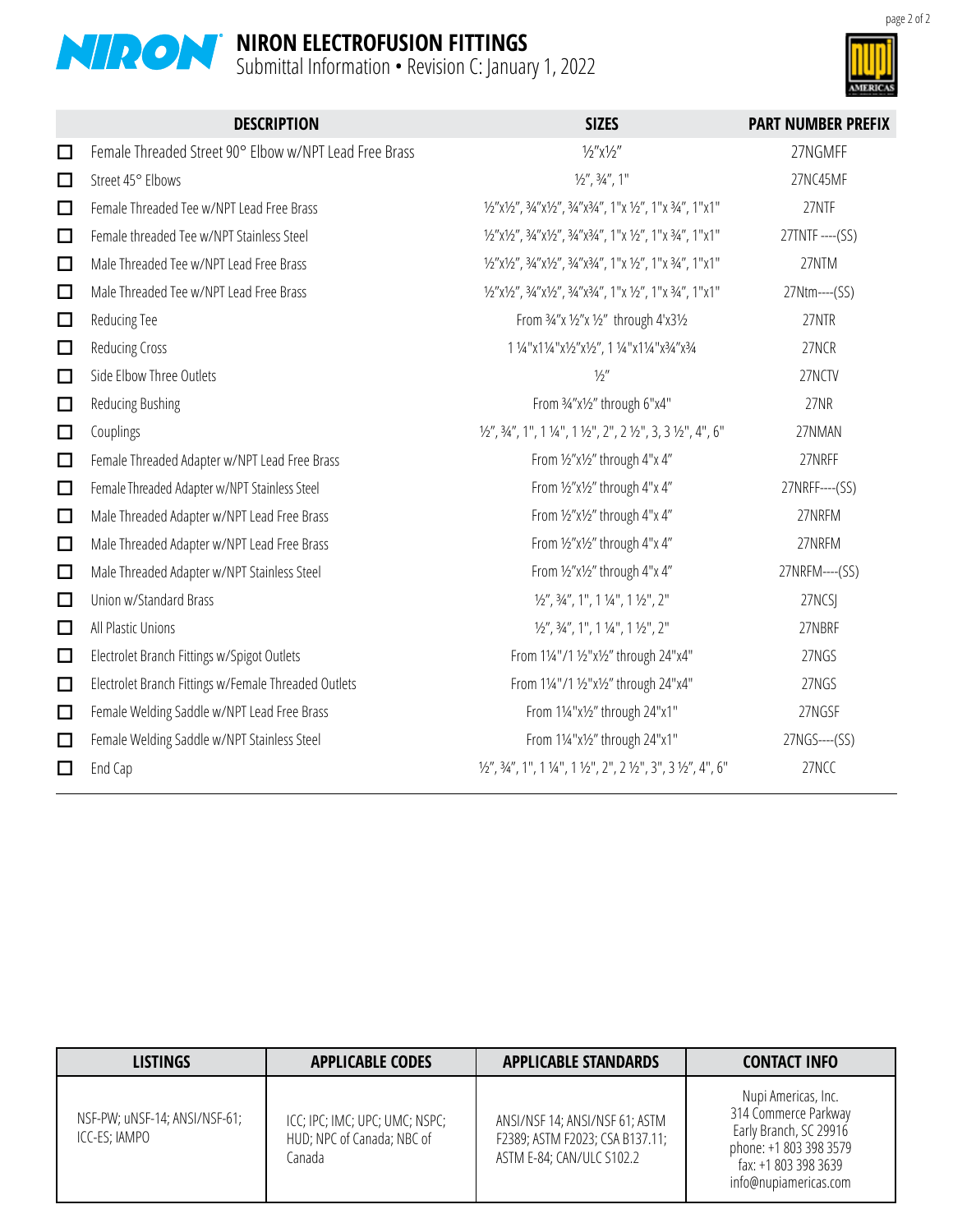# NIRON ELECTROFUSION FITTINGS

Submittal Information • Revision C: January 1, 2022

| | DESCRIPTION | SIZES | PART NUMBER PREFIX |
|---|---|---|---|
| ☐ | Female Threaded Street 90° Elbow w/NPT Lead Free Brass | ½"x1½" | 27NGMFF |
| ☐ | Street 45° Elbows | ½", ¾", 1" | 27NC45MF |
| ☐ | Female Threaded Tee w/NPT Lead Free Brass | ½"x½", ¾"x½", ¾"x¾", 1"x ½", 1"x ¾", 1"x1" | 27NTF |
| ☐ | Female threaded Tee w/NPT Stainless Steel | ½"x½", ¾"x½", ¾"x¾", 1"x ½", 1"x ¾", 1"x1" | 27NTF ----(SS) |
| ☐ | Male Threaded Tee w/NPT Lead Free Brass | ½"x½", ¾"x½", ¾"x¾", 1"x ½", 1"x ¾", 1"x1" | 27NTM |
| ☐ | Male Threaded Tee w/NPT Lead Free Brass | ½"x½", ¾"x½", ¾"x¾", 1"x ½", 1"x ¾", 1"x1" | 27Ntm----(SS) |
| ☐ | Reducing Tee | From ¾"x ½"x ½" through 4'x3½ | 27NTR |
| ☐ | Reducing Cross | 1 ¼"x1¼"x½"x½", 1 ¼"x1¼"x¾"x¾ | 27NCR |
| ☐ | Side Elbow Three Outlets | ½" | 27NCTV |
| ☐ | Reducing Bushing | From ¾"x½" through 6"x4" | 27NR |
| ☐ | Couplings | ½", ¾", 1", 1 ¼", 1 ½", 2", 2 ½", 3, 3 ½", 4", 6" | 27NMAN |
| ☐ | Female Threaded Adapter w/NPT Lead Free Brass | From ½"x½" through 4"x 4" | 27NRFF |
| ☐ | Female Threaded Adapter w/NPT Stainless Steel | From ½"x½" through 4"x 4" | 27NRFF----(SS) |
| ☐ | Male Threaded Adapter w/NPT Lead Free Brass | From ½"x½" through 4"x 4" | 27NRFM |
| ☐ | Male Threaded Adapter w/NPT Lead Free Brass | From ½"x½" through 4"x 4" | 27NRFM |
| ☐ | Male Threaded Adapter w/NPT Stainless Steel | From ½"x½" through 4"x 4" | 27NRFM----(SS) |
| ☐ | Union w/Standard Brass | ½", ¾", 1", 1 ¼", 1 ½", 2" | 27NCSJ |
| ☐ | All Plastic Unions | ½", ¾", 1", 1 ¼", 1 ½", 2" | 27NBRF |
| ☐ | Electrolet Branch Fittings w/Spigot Outlets | From 1¼"/1 ½"x½" through 24"x4" | 27NGS |
| ☐ | Electrolet Branch Fittings w/Female Threaded Outlets | From 1¼"/1 ½"x½" through 24"x4" | 27NGS |
| ☐ | Female Welding Saddle w/NPT Lead Free Brass | From 1¼"x½" through 24"x1" | 27NGSF |
| ☐ | Female Welding Saddle w/NPT Stainless Steel | From 1¼"x½" through 24"x1" | 27NGS----(SS) |
| ☐ | End Cap | ½", ¾", 1", 1 ¼", 1 ½", 2", 2 ½", 3", 3 ½", 4", 6" | 27NCC |

| LISTINGS | APPLICABLE CODES | APPLICABLE STANDARDS | CONTACT INFO |
|---|---|---|---|
| NSF-PW; uNSF-14; ANSI/NSF-61; ICC-ES; IAMPO | ICC; IPC; IMC; UPC; UMC; NSPC; HUD; NPC of Canada; NBC of Canada | ANSI/NSF 14; ANSI/NSF 61; ASTM F2389; ASTM F2023; CSA B137.11; ASTM E-84; CAN/ULC S102.2 | Nupi Americas, Inc. 314 Commerce Parkway Early Branch, SC 29916 phone: +1 803 398 3579 fax: +1 803 398 3639 info@nupiamericas.com |